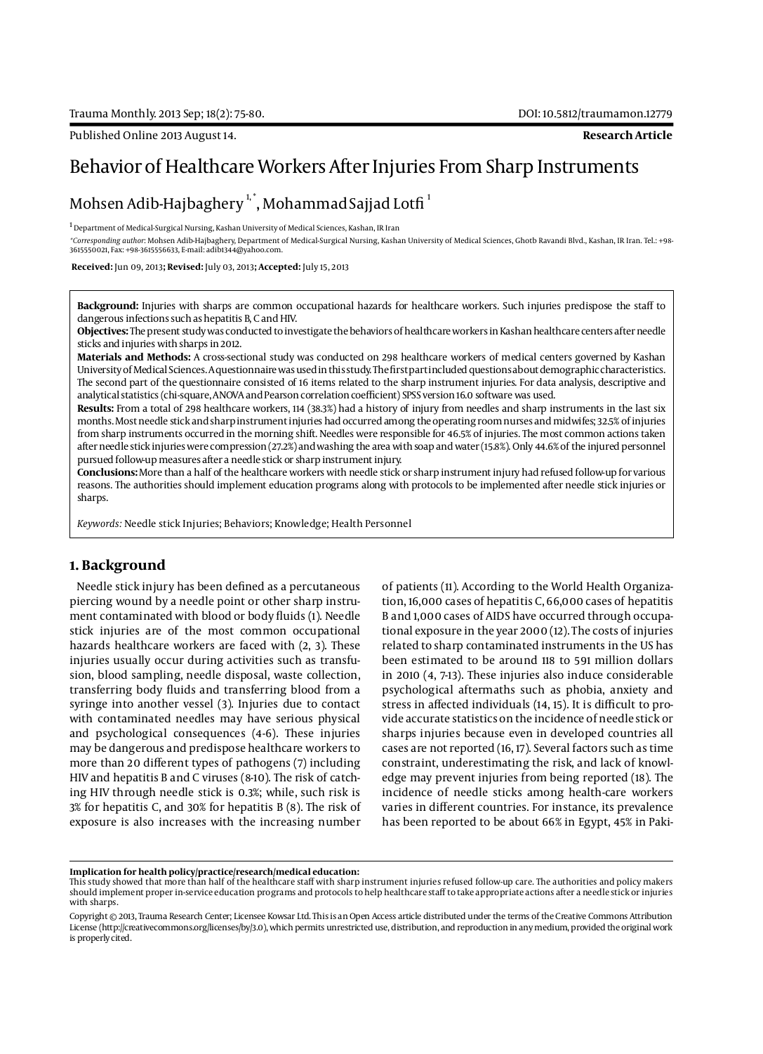Published Online 2013 August 14.

**Research Article**

# Behavior of Healthcare Workers After Injuries From Sharp Instruments

Mohsen Adib-Hajbaghery [1,*], Mohammad Sajjad Lotfi [1]

[1] Department of Medical-Surgical Nursing, Kashan University of Medical Sciences, Kashan, IR Iran

*Corresponding author: Mohsen Adib-Hajbaghery, Department of Medical-Surgical Nursing, Kashan University of Medical Sciences, Ghotb Ravandi Blvd., Kashan, IR Iran. Tel.: +98-3615550021, Fax: +98-3615556633, E-mail: adib1344@yahoo.com.

**Received:** Jun 09, 2013; **Revised:** July 03, 2013; **Accepted:** July 15, 2013

**Background:** Injuries with sharps are common occupational hazards for healthcare workers. Such injuries predispose the staff to dangerous infections such as hepatitis B, C and HIV.

**Objectives:** The present study was conducted to investigate the behaviors of healthcare workers in Kashan healthcare centers after needle sticks and injuries with sharps in 2012.

**Materials and Methods:** A cross-sectional study was conducted on 298 healthcare workers of medical centers governed by Kashan University of Medical Sciences. A questionnaire was used in this study. The first part included questions about demographic characteristics. The second part of the questionnaire consisted of 16 items related to the sharp instrument injuries. For data analysis, descriptive and analytical statistics (chi-square, ANOVA and Pearson correlation coefficient) SPSS version 16.0 software was used.

**Results:** From a total of 298 healthcare workers, 114 (38.3%) had a history of injury from needles and sharp instruments in the last six months. Most needle stick and sharp instrument injuries had occurred among the operating room nurses and midwifes; 32.5% of injuries from sharp instruments occurred in the morning shift. Needles were responsible for 46.5% of injuries. The most common actions taken after needle stick injuries were compression (27.2%) and washing the area with soap and water (15.8%). Only 44.6% of the injured personnel pursued follow-up measures after a needle stick or sharp instrument injury.

**Conclusions:** More than a half of the healthcare workers with needle stick or sharp instrument injury had refused follow-up for various reasons. The authorities should implement education programs along with protocols to be implemented after needle stick injuries or sharps.

*Keywords:* Needle stick Injuries; Behaviors; Knowledge; Health Personnel

## 1. Background

Needle stick injury has been defined as a percutaneous piercing wound by a needle point or other sharp instrument contaminated with blood or body fluids (1). Needle stick injuries are of the most common occupational hazards healthcare workers are faced with (2, 3). These injuries usually occur during activities such as transfusion, blood sampling, needle disposal, waste collection, transferring body fluids and transferring blood from a syringe into another vessel (3). Injuries due to contact with contaminated needles may have serious physical and psychological consequences (4-6). These injuries may be dangerous and predispose healthcare workers to more than 20 different types of pathogens (7) including HIV and hepatitis B and C viruses (8-10). The risk of catching HIV through needle stick is 0.3%; while, such risk is 3% for hepatitis C, and 30% for hepatitis B (8). The risk of exposure is also increases with the increasing number of patients (11). According to the World Health Organization, 16,000 cases of hepatitis C, 66,000 cases of hepatitis B and 1,000 cases of AIDS have occurred through occupational exposure in the year 2000 (12). The costs of injuries related to sharp contaminated instruments in the US has been estimated to be around 118 to 591 million dollars in 2010 (4, 7-13). These injuries also induce considerable psychological aftermaths such as phobia, anxiety and stress in affected individuals (14, 15). It is difficult to provide accurate statistics on the incidence of needle stick or sharps injuries because even in developed countries all cases are not reported (16, 17). Several factors such as time constraint, underestimating the risk, and lack of knowledge may prevent injuries from being reported (18). The incidence of needle sticks among health-care workers varies in different countries. For instance, its prevalence has been reported to be about 66% in Egypt, 45% in Paki-

**Implication for health policy/practice/research/medical education:**

This study showed that more than half of the healthcare staff with sharp instrument injuries refused follow-up care. The authorities and policy makers should implement proper in-service education programs and protocols to help healthcare staff to take appropriate actions after a needle stick or injuries with sharps.

Copyright © 2013, Trauma Research Center; Licensee Kowsar Ltd. This is an Open Access article distributed under the terms of the Creative Commons Attribution License (http://creativecommons.org/licenses/by/3.0), which permits unrestricted use, distribution, and reproduction in any medium, provided the original work is properly cited.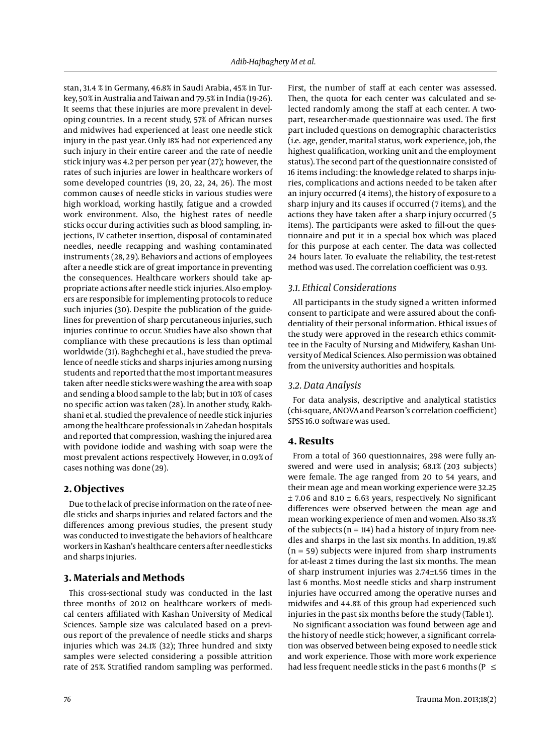stan, 31.4 % in Germany, 46.8% in Saudi Arabia, 45% in Turkey, 50% in Australia and Taiwan and 79.5% in India (19-26). It seems that these injuries are more prevalent in developing countries. In a recent study, 57% of African nurses and midwives had experienced at least one needle stick injury in the past year. Only 18% had not experienced any such injury in their entire career and the rate of needle stick injury was 4.2 per person per year (27); however, the rates of such injuries are lower in healthcare workers of some developed countries (19, 20, 22, 24, 26). The most common causes of needle sticks in various studies were high workload, working hastily, fatigue and a crowded work environment. Also, the highest rates of needle sticks occur during activities such as blood sampling, injections, IV catheter insertion, disposal of contaminated needles, needle recapping and washing contaminated instruments (28, 29). Behaviors and actions of employees after a needle stick are of great importance in preventing the consequences. Healthcare workers should take appropriate actions after needle stick injuries. Also employers are responsible for implementing protocols to reduce such injuries (30). Despite the publication of the guidelines for prevention of sharp percutaneous injuries, such injuries continue to occur. Studies have also shown that compliance with these precautions is less than optimal worldwide (31). Baghcheghi et al., have studied the prevalence of needle sticks and sharps injuries among nursing students and reported that the most important measures taken after needle sticks were washing the area with soap and sending a blood sample to the lab; but in 10% of cases no specific action was taken (28). In another study, Rakhshani et al. studied the prevalence of needle stick injuries among the healthcare professionals in Zahedan hospitals and reported that compression, washing the injured area with povidone iodide and washing with soap were the most prevalent actions respectively. However, in 0.09% of cases nothing was done (29).

## 2. Objectives

Due to the lack of precise information on the rate of needle sticks and sharps injuries and related factors and the differences among previous studies, the present study was conducted to investigate the behaviors of healthcare workers in Kashan's healthcare centers after needle sticks and sharps injuries.

## 3. Materials and Methods

This cross-sectional study was conducted in the last three months of 2012 on healthcare workers of medical centers affiliated with Kashan University of Medical Sciences. Sample size was calculated based on a previous report of the prevalence of needle sticks and sharps injuries which was 24.1% (32); Three hundred and sixty samples were selected considering a possible attrition rate of 25%. Stratified random sampling was performed. First, the number of staff at each center was assessed. Then, the quota for each center was calculated and selected randomly among the staff at each center. A two-part, researcher-made questionnaire was used. The first part included questions on demographic characteristics (i.e. age, gender, marital status, work experience, job, the highest qualification, working unit and the employment status). The second part of the questionnaire consisted of 16 items including: the knowledge related to sharps injuries, complications and actions needed to be taken after an injury occurred (4 items), the history of exposure to a sharp injury and its causes if occurred (7 items), and the actions they have taken after a sharp injury occurred (5 items). The participants were asked to fill-out the questionnaire and put it in a special box which was placed for this purpose at each center. The data was collected 24 hours later. To evaluate the reliability, the test-retest method was used. The correlation coefficient was 0.93.

### 3.1. Ethical Considerations

All participants in the study signed a written informed consent to participate and were assured about the confidentiality of their personal information. Ethical issues of the study were approved in the research ethics committee in the Faculty of Nursing and Midwifery, Kashan University of Medical Sciences. Also permission was obtained from the university authorities and hospitals.

### 3.2. Data Analysis

For data analysis, descriptive and analytical statistics (chi-square, ANOVA and Pearson's correlation coefficient) SPSS 16.0 software was used.

## 4. Results

From a total of 360 questionnaires, 298 were fully answered and were used in analysis; 68.1% (203 subjects) were female. The age ranged from 20 to 54 years, and their mean age and mean working experience were 32.25 $\pm$ 7.06 and 8.10 $\pm$ 6.63 years, respectively. No significant differences were observed between the mean age and mean working experience of men and women. Also 38.3% of the subjects (n = 114) had a history of injury from needles and sharps in the last six months. In addition, 19.8% (n = 59) subjects were injured from sharp instruments for at-least 2 times during the last six months. The mean of sharp instrument injuries was 2.74$\pm$1.56 times in the last 6 months. Most needle sticks and sharp instrument injuries have occurred among the operative nurses and midwifes and 44.8% of this group had experienced such injuries in the past six months before the study (Table 1).

No significant association was found between age and the history of needle stick; however, a significant correlation was observed between being exposed to needle stick and work experience. Those with more work experience had less frequent needle sticks in the past 6 months (P $\leq$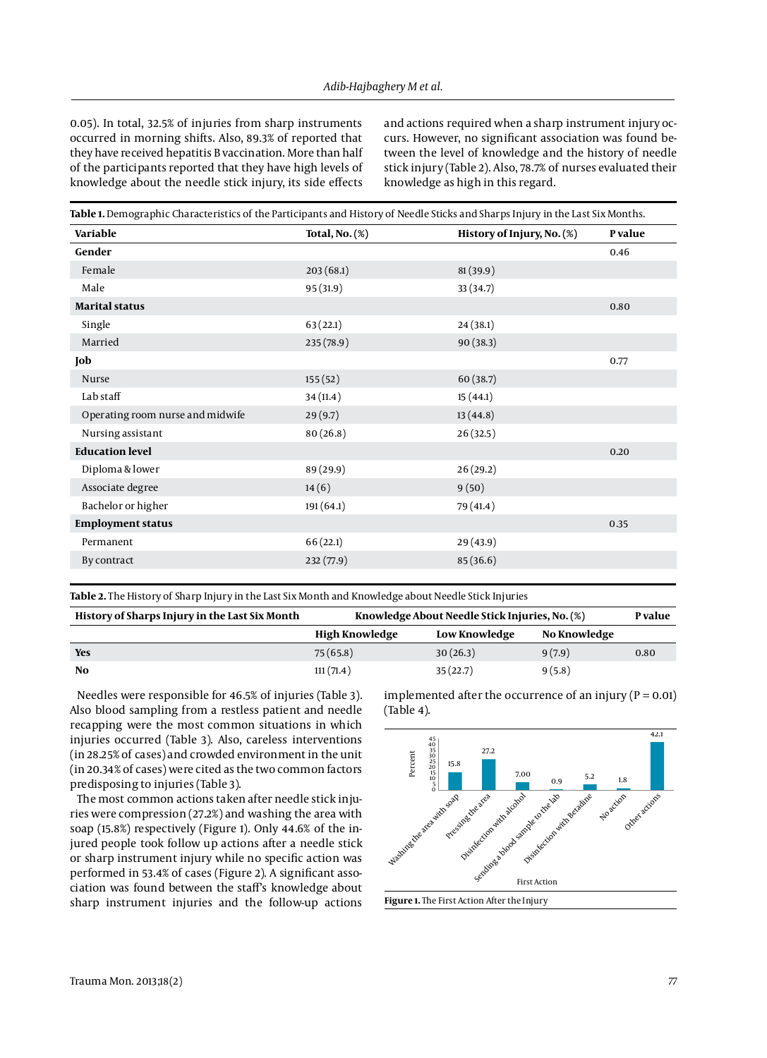0.05). In total, 32.5% of injuries from sharp instruments occurred in morning shifts. Also, 89.3% of reported that they have received hepatitis B vaccination. More than half of the participants reported that they have high levels of knowledge about the needle stick injury, its side effects and actions required when a sharp instrument injury occurs. However, no significant association was found between the level of knowledge and the history of needle stick injury (Table 2). Also, 78.7% of nurses evaluated their knowledge as high in this regard.

**Table 1.** Demographic Characteristics of the Participants and History of Needle Sticks and Sharps Injury in the Last Six Months.

| Variable | Total, No. (%) | History of Injury, No. (%) | P value |
|---|---|---|---|
| **Gender** | | | 0.46 |
| Female | 203 (68.1) | 81 (39.9) | |
| Male | 95 (31.9) | 33 (34.7) | |
| **Marital status** | | | 0.80 |
| Single | 63 (22.1) | 24 (38.1) | |
| Married | 235 (78.9) | 90 (38.3) | |
| **Job** | | | 0.77 |
| Nurse | 155 (52) | 60 (38.7) | |
| Lab staff | 34 (11.4) | 15 (44.1) | |
| Operating room nurse and midwife | 29 (9.7) | 13 (44.8) | |
| Nursing assistant | 80 (26.8) | 26 (32.5) | |
| **Education level** | | | 0.20 |
| Diploma & lower | 89 (29.9) | 26 (29.2) | |
| Associate degree | 14 (6) | 9 (50) | |
| Bachelor or higher | 191 (64.1) | 79 (41.4) | |
| **Employment status** | | | 0.35 |
| Permanent | 66 (22.1) | 29 (43.9) | |
| By contract | 232 (77.9) | 85 (36.6) | |

**Table 2.** The History of Sharp Injury in the Last Six Month and Knowledge about Needle Stick Injuries

| History of Sharps Injury in the Last Six Month | Knowledge About Needle Stick Injuries, No. (%) | | | P value |
|---|---|---|---|---|
| | High Knowledge | Low Knowledge | No Knowledge | |
| **Yes** | 75 (65.8) | 30 (26.3) | 9 (7.9) | 0.80 |
| **No** | 111 (71.4) | 35 (22.7) | 9 (5.8) | |

Needles were responsible for 46.5% of injuries (Table 3). Also blood sampling from a restless patient and needle recapping were the most common situations in which injuries occurred (Table 3). Also, careless interventions (in 28.25% of cases) and crowded environment in the unit (in 20.34% of cases) were cited as the two common factors predisposing to injuries (Table 3).

The most common actions taken after needle stick injuries were compression (27.2%) and washing the area with soap (15.8%) respectively (Figure 1). Only 44.6% of the injured people took follow up actions after a needle stick or sharp instrument injury while no specific action was performed in 53.4% of cases (Figure 2). A significant association was found between the staff's knowledge about sharp instrument injuries and the follow-up actions implemented after the occurrence of an injury (P = 0.01) (Table 4).

| First Action | Percent |
|---|---|
| Washing the area with soap | 15.8 |
| Pressing the area | 27.2 |
| Disinfection with alcohol | 7.00 |
| Sending a blood sample to the lab | 0.9 |
| Disinfection with Betadine | 5.2 |
| No action | 1.8 |
| Other actions | 42.1 |

**Figure 1.** The First Action After the Injury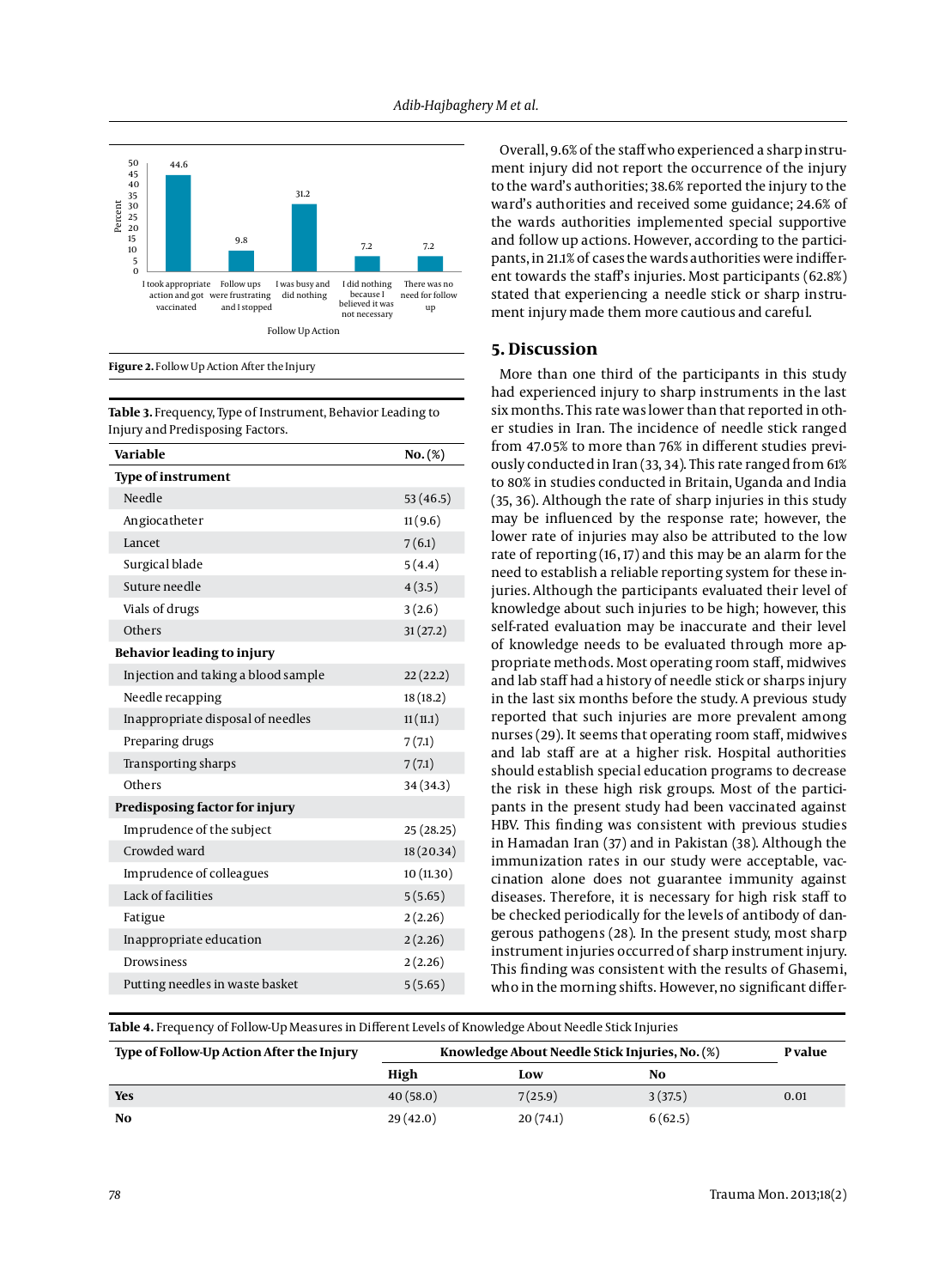Figure 2. Follow Up Action After the Injury

**Table 3.** Frequency, Type of Instrument, Behavior Leading to Injury and Predisposing Factors.

| Variable | No. (%) |
|---|---|
| **Type of instrument** | |
| Needle | 53 (46.5) |
| Angiocatheter | 11 (9.6) |
| Lancet | 7 (6.1) |
| Surgical blade | 5 (4.4) |
| Suture needle | 4 (3.5) |
| Vials of drugs | 3 (2.6) |
| Others | 31 (27.2) |
| **Behavior leading to injury** | |
| Injection and taking a blood sample | 22 (22.2) |
| Needle recapping | 18 (18.2) |
| Inappropriate disposal of needles | 11 (11.1) |
| Preparing drugs | 7 (7.1) |
| Transporting sharps | 7 (7.1) |
| Others | 34 (34.3) |
| **Predisposing factor for injury** | |
| Imprudence of the subject | 25 (28.25) |
| Crowded ward | 18 (20.34) |
| Imprudence of colleagues | 10 (11.30) |
| Lack of facilities | 5 (5.65) |
| Fatigue | 2 (2.26) |
| Inappropriate education | 2 (2.26) |
| Drowsiness | 2 (2.26) |
| Putting needles in waste basket | 5 (5.65) |

Overall, 9.6% of the staff who experienced a sharp instrument injury did not report the occurrence of the injury to the ward's authorities; 38.6% reported the injury to the ward's authorities and received some guidance; 24.6% of the wards authorities implemented special supportive and follow up actions. However, according to the participants, in 21.1% of cases the wards authorities were indifferent towards the staff's injuries. Most participants (62.8%) stated that experiencing a needle stick or sharp instrument injury made them more cautious and careful.

## 5. Discussion

More than one third of the participants in this study had experienced injury to sharp instruments in the last six months. This rate was lower than that reported in other studies in Iran. The incidence of needle stick ranged from 47.05% to more than 76% in different studies previously conducted in Iran (33, 34). This rate ranged from 61% to 80% in studies conducted in Britain, Uganda and India (35, 36). Although the rate of sharp injuries in this study may be influenced by the response rate; however, the lower rate of injuries may also be attributed to the low rate of reporting (16, 17) and this may be an alarm for the need to establish a reliable reporting system for these injuries. Although the participants evaluated their level of knowledge about such injuries to be high; however, this self-rated evaluation may be inaccurate and their level of knowledge needs to be evaluated through more appropriate methods. Most operating room staff, midwives and lab staff had a history of needle stick or sharps injury in the last six months before the study. A previous study reported that such injuries are more prevalent among nurses (29). It seems that operating room staff, midwives and lab staff are at a higher risk. Hospital authorities should establish special education programs to decrease the risk in these high risk groups. Most of the participants in the present study had been vaccinated against HBV. This finding was consistent with previous studies in Hamadan Iran (37) and in Pakistan (38). Although the immunization rates in our study were acceptable, vaccination alone does not guarantee immunity against diseases. Therefore, it is necessary for high risk staff to be checked periodically for the levels of antibody of dangerous pathogens (28). In the present study, most sharp instrument injuries occurred of sharp instrument injury. This finding was consistent with the results of Ghasemi, who in the morning shifts. However, no significant differ-

**Table 4.** Frequency of Follow-Up Measures in Different Levels of Knowledge About Needle Stick Injuries

| Type of Follow-Up Action After the Injury | Knowledge About Needle Stick Injuries, No. (%) | | | P value |
|---|---|---|---|---|
| | High | Low | No | |
| **Yes** | 40 (58.0) | 7 (25.9) | 3 (37.5) | 0.01 |
| **No** | 29 (42.0) | 20 (74.1) | 6 (62.5) | |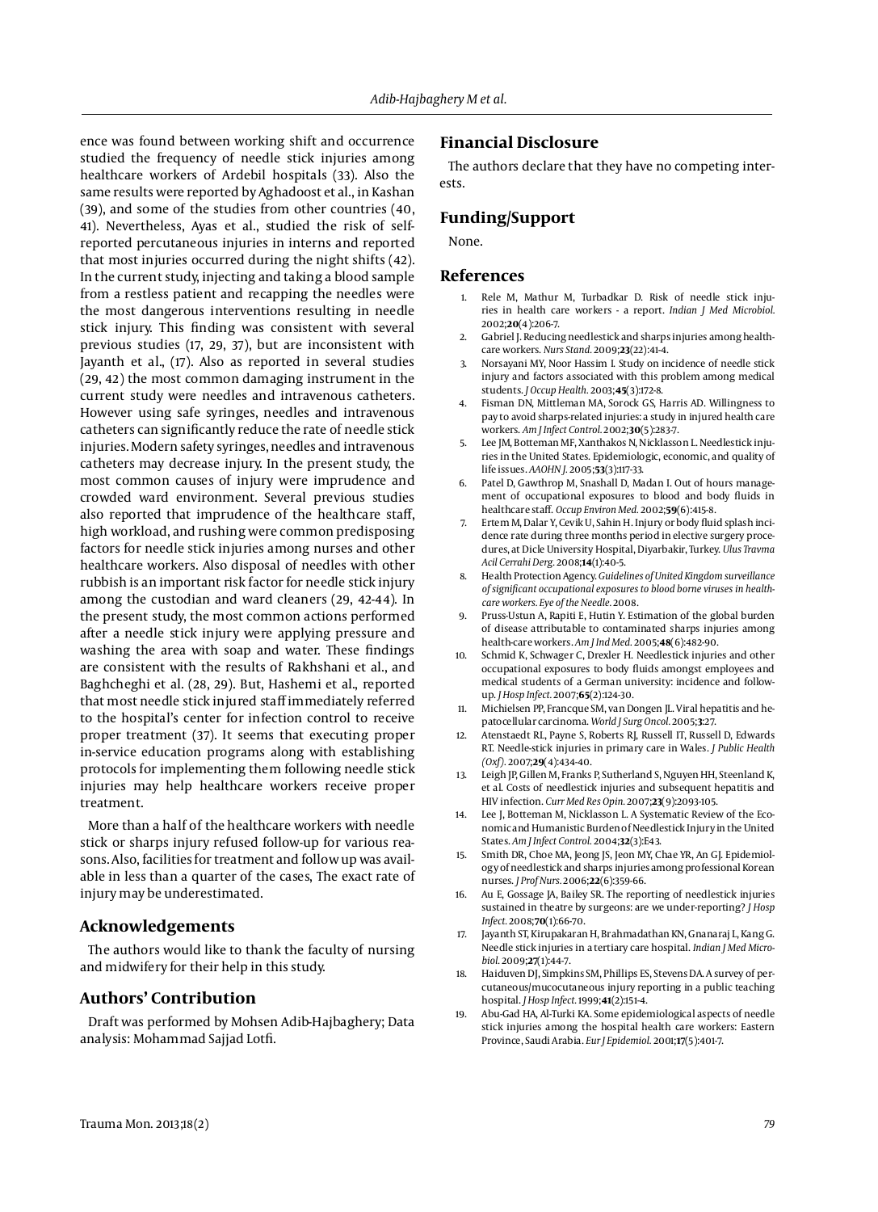ence was found between working shift and occurrence studied the frequency of needle stick injuries among healthcare workers of Ardebil hospitals (33). Also the same results were reported by Aghadoost et al., in Kashan (39), and some of the studies from other countries (40, 41). Nevertheless, Ayas et al., studied the risk of self-reported percutaneous injuries in interns and reported that most injuries occurred during the night shifts (42). In the current study, injecting and taking a blood sample from a restless patient and recapping the needles were the most dangerous interventions resulting in needle stick injury. This finding was consistent with several previous studies (17, 29, 37), but are inconsistent with Jayanth et al., (17). Also as reported in several studies (29, 42) the most common damaging instrument in the current study were needles and intravenous catheters. However using safe syringes, needles and intravenous catheters can significantly reduce the rate of needle stick injuries. Modern safety syringes, needles and intravenous catheters may decrease injury. In the present study, the most common causes of injury were imprudence and crowded ward environment. Several previous studies also reported that imprudence of the healthcare staff, high workload, and rushing were common predisposing factors for needle stick injuries among nurses and other healthcare workers. Also disposal of needles with other rubbish is an important risk factor for needle stick injury among the custodian and ward cleaners (29, 42-44). In the present study, the most common actions performed after a needle stick injury were applying pressure and washing the area with soap and water. These findings are consistent with the results of Rakhshani et al., and Baghcheghi et al. (28, 29). But, Hashemi et al., reported that most needle stick injured staff immediately referred to the hospital's center for infection control to receive proper treatment (37). It seems that executing proper in-service education programs along with establishing protocols for implementing them following needle stick injuries may help healthcare workers receive proper treatment.

More than a half of the healthcare workers with needle stick or sharps injury refused follow-up for various reasons. Also, facilities for treatment and follow up was available in less than a quarter of the cases, The exact rate of injury may be underestimated.

## Acknowledgements

The authors would like to thank the faculty of nursing and midwifery for their help in this study.

## Authors' Contribution

Draft was performed by Mohsen Adib-Hajbaghery; Data analysis: Mohammad Sajjad Lotfi.

## Financial Disclosure

The authors declare that they have no competing interests.

## Funding/Support

None.

## References

1. Rele M, Mathur M, Turbadkar D. Risk of needle stick injuries in health care workers - a report. *Indian J Med Microbiol.* 2002;**20**(4):206-7.
2. Gabriel J. Reducing needlestick and sharps injuries among healthcare workers. *Nurs Stand.* 2009;**23**(22):41-4.
3. Norsayani MY, Noor Hassim I. Study on incidence of needle stick injury and factors associated with this problem among medical students. *J Occup Health.* 2003;**45**(3):172-8.
4. Fisman DN, Mittleman MA, Sorock GS, Harris AD. Willingness to pay to avoid sharps-related injuries: a study in injured health care workers. *Am J Infect Control.* 2002;**30**(5):283-7.
5. Lee JM, Botteman MF, Xanthakos N, Nicklasson L. Needlestick injuries in the United States. Epidemiologic, economic, and quality of life issues. *AAOHN J.* 2005;**53**(3):117-33.
6. Patel D, Gawthrop M, Snashall D, Madan I. Out of hours management of occupational exposures to blood and body fluids in healthcare staff. *Occup Environ Med.* 2002;**59**(6):415-8.
7. Ertem M, Dalar Y, Cevik U, Sahin H. Injury or body fluid splash incidence rate during three months period in elective surgery procedures, at Dicle University Hospital, Diyarbakir, Turkey. *Ulus Travma Acil Cerrahi Derg.* 2008;**14**(1):40-5.
8. Health Protection Agency. *Guidelines of United Kingdom surveillance of significant occupational exposures to blood borne viruses in healthcare workers. Eye of the Needle.* 2008.
9. Pruss-Ustun A, Rapiti E, Hutin Y. Estimation of the global burden of disease attributable to contaminated sharps injuries among health-care workers. *Am J Ind Med.* 2005;**48**(6):482-90.
10. Schmid K, Schwager C, Drexler H. Needlestick injuries and other occupational exposures to body fluids amongst employees and medical students of a German university: incidence and follow-up. *J Hosp Infect.* 2007;**65**(2):124-30.
11. Michielsen PP, Francque SM, van Dongen JL. Viral hepatitis and hepatocellular carcinoma. *World J Surg Oncol.* 2005;**3**:27.
12. Atenstaedt RL, Payne S, Roberts RJ, Russell IT, Russell D, Edwards RT. Needle-stick injuries in primary care in Wales. *J Public Health (Oxf).* 2007;**29**(4):434-40.
13. Leigh JP, Gillen M, Franks P, Sutherland S, Nguyen HH, Steenland K, et al. Costs of needlestick injuries and subsequent hepatitis and HIV infection. *Curr Med Res Opin.* 2007;**23**(9):2093-105.
14. Lee J, Botteman M, Nicklasson L. A Systematic Review of the Economic and Humanistic Burden of Needlestick Injury in the United States. *Am J Infect Control.* 2004;**32**(3):E43.
15. Smith DR, Choe MA, Jeong JS, Jeon MY, Chae YR, An GJ. Epidemiology of needlestick and sharps injuries among professional Korean nurses. *J Prof Nurs.* 2006;**22**(6):359-66.
16. Au E, Gossage JA, Bailey SR. The reporting of needlestick injuries sustained in theatre by surgeons: are we under-reporting? *J Hosp Infect.* 2008;**70**(1):66-70.
17. Jayanth ST, Kirupakaran H, Brahmadathan KN, Gnanaraj L, Kang G. Needle stick injuries in a tertiary care hospital. *Indian J Med Microbiol.* 2009;**27**(1):44-7.
18. Haiduven DJ, Simpkins SM, Phillips ES, Stevens DA. A survey of percutaneous/mucocutaneous injury reporting in a public teaching hospital. *J Hosp Infect.* 1999;**41**(2):151-4.
19. Abu-Gad HA, Al-Turki KA. Some epidemiological aspects of needle stick injuries among the hospital health care workers: Eastern Province, Saudi Arabia. *Eur J Epidemiol.* 2001;**17**(5):401-7.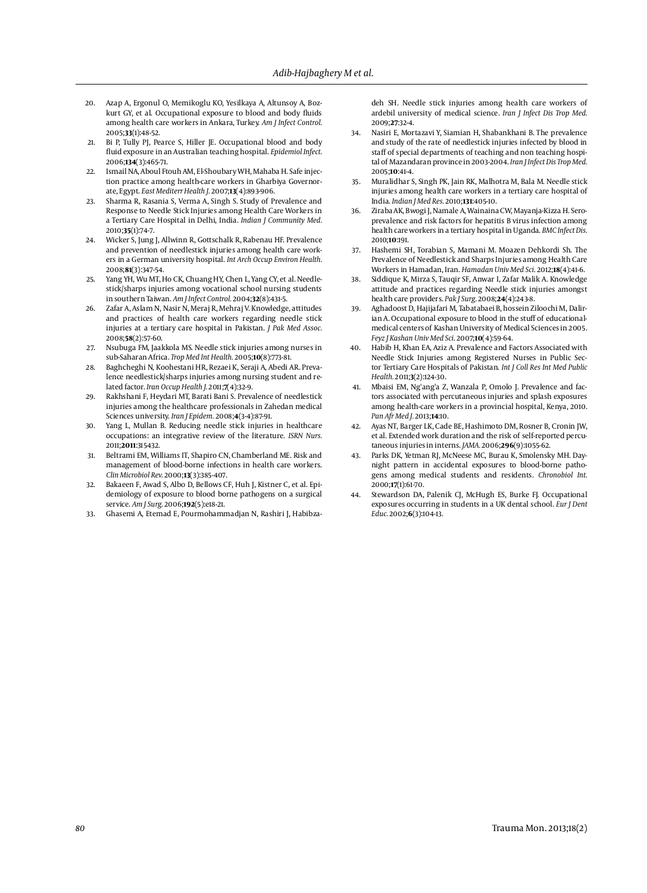20. Azap A, Ergonul O, Memikoglu KO, Yesilkaya A, Altunsoy A, Bozkurt GY, et al. Occupational exposure to blood and body fluids among health care workers in Ankara, Turkey. *Am J Infect Control.* 2005;**33**(1):48-52.
21. Bi P, Tully PJ, Pearce S, Hiller JE. Occupational blood and body fluid exposure in an Australian teaching hospital. *Epidemiol Infect.* 2006;**134**(3):465-71.
22. Ismail NA, Aboul Ftouh AM, El-Shoubary WH, Mahaba H. Safe injection practice among health-care workers in Gharbiya Governorate, Egypt. *East Mediterr Health J.* 2007;**13**(4):893-906.
23. Sharma R, Rasania S, Verma A, Singh S. Study of Prevalence and Response to Needle Stick Injuries among Health Care Workers in a Tertiary Care Hospital in Delhi, India. *Indian J Community Med.* 2010;**35**(1):74-7.
24. Wicker S, Jung J, Allwinn R, Gottschalk R, Rabenau HF. Prevalence and prevention of needlestick injuries among health care workers in a German university hospital. *Int Arch Occup Environ Health.* 2008;**81**(3):347-54.
25. Yang YH, Wu MT, Ho CK, Chuang HY, Chen L, Yang CY, et al. Needlestick/sharps injuries among vocational school nursing students in southern Taiwan. *Am J Infect Control.* 2004;**32**(8):431-5.
26. Zafar A, Aslam N, Nasir N, Meraj R, Mehraj V. Knowledge, attitudes and practices of health care workers regarding needle stick injuries at a tertiary care hospital in Pakistan. *J Pak Med Assoc.* 2008;**58**(2):57-60.
27. Nsubuga FM, Jaakkola MS. Needle stick injuries among nurses in sub-Saharan Africa. *Trop Med Int Health.* 2005;**10**(8):773-81.
28. Baghcheghi N, Koohestani HR, Rezaei K, Seraji A, Abedi AR. Prevalence needlestick/sharps injuries among nursing student and related factor. *Iran Occup Health J.* 2011;**7**(4):32-9.
29. Rakhshani F, Heydari MT, Barati Bani S. Prevalence of needlestick injuries among the healthcare professionals in Zahedan medical Sciences university. *Iran J Epidem.* 2008;**4**(3-4):87-91.
30. Yang L, Mullan B. Reducing needle stick injuries in healthcare occupations: an integrative review of the literature. *ISRN Nurs.* 2011;**2011**:315432.
31. Beltrami EM, Williams IT, Shapiro CN, Chamberland ME. Risk and management of blood-borne infections in health care workers. *Clin Microbiol Rev.* 2000;**13**(3):385-407.
32. Bakaeen F, Awad S, Albo D, Bellows CF, Huh J, Kistner C, et al. Epidemiology of exposure to blood borne pathogens on a surgical service. *Am J Surg.* 2006;**192**(5):e18-21.
33. Ghasemi A, Etemad E, Pourmohammadjan N, Rashiri J, Habibzadeh SH. Needle stick injuries among health care workers of ardebil university of medical science. *Iran J Infect Dis Trop Med.* 2009;**27**:32-4.
34. Nasiri E, Mortazavi Y, Siamian H, Shabankhani B. The prevalence and study of the rate of needlestick injuries infected by blood in staff of special departments of teaching and non teaching hospital of Mazandaran province in 2003-2004. *Iran J Infect Dis Trop Med.* 2005;**10**:41-4.
35. Muralidhar S, Singh PK, Jain RK, Malhotra M, Bala M. Needle stick injuries among health care workers in a tertiary care hospital of India. *Indian J Med Res.* 2010;**131**:405-10.
36. Ziraba AK, Bwogi J, Namale A, Wainaina CW, Mayanja-Kizza H. Sero-prevalence and risk factors for hepatitis B virus infection among health care workers in a tertiary hospital in Uganda. *BMC Infect Dis.* 2010;**10**:191.
37. Hashemi SH, Torabian S, Mamani M. Moazen Dehkordi Sh. The Prevalence of Needlestick and Sharps Injuries among Health Care Workers in Hamadan, Iran. *Hamadan Univ Med Sci.* 2012;**18**(4):41-6.
38. Siddique K, Mirza S, Tauqir SF, Anwar I, Zafar Malik A. Knowledge attitude and practices regarding Needle stick injuries amongst health care providers. *Pak J Surg.* 2008;**24**(4):243-8.
39. Aghadoost D, Hajijafari M, Tabatabaei B, hossein Ziloochi M, Dalirian A. Occupational exposure to blood in the stuff of educational-medical centers of Kashan University of Medical Sciences in 2005. *Feyz J Kashan Univ Med Sci.* 2007;**10**(4):59-64.
40. Habib H, Khan EA, Aziz A. Prevalence and Factors Associated with Needle Stick Injuries among Registered Nurses in Public Sector Tertiary Care Hospitals of Pakistan. *Int J Coll Res Int Med Public Health.* 2011;**3**(2):124-30.
41. Mbaisi EM, Ng'ang'a Z, Wanzala P, Omolo J. Prevalence and factors associated with percutaneous injuries and splash exposures among health-care workers in a provincial hospital, Kenya, 2010. *Pan Afr Med J.* 2013;**14**:10.
42. Ayas NT, Barger LK, Cade BE, Hashimoto DM, Rosner B, Cronin JW, et al. Extended work duration and the risk of self-reported percutaneous injuries in interns. *JAMA.* 2006;**296**(9):1055-62.
43. Parks DK, Yetman RJ, McNeese MC, Burau K, Smolensky MH. Day-night pattern in accidental exposures to blood-borne pathogens among medical students and residents. *Chronobiol Int.* 2000;**17**(1):61-70.
44. Stewardson DA, Palenik CJ, McHugh ES, Burke FJ. Occupational exposures occurring in students in a UK dental school. *Eur J Dent Educ.* 2002;**6**(3):104-13.